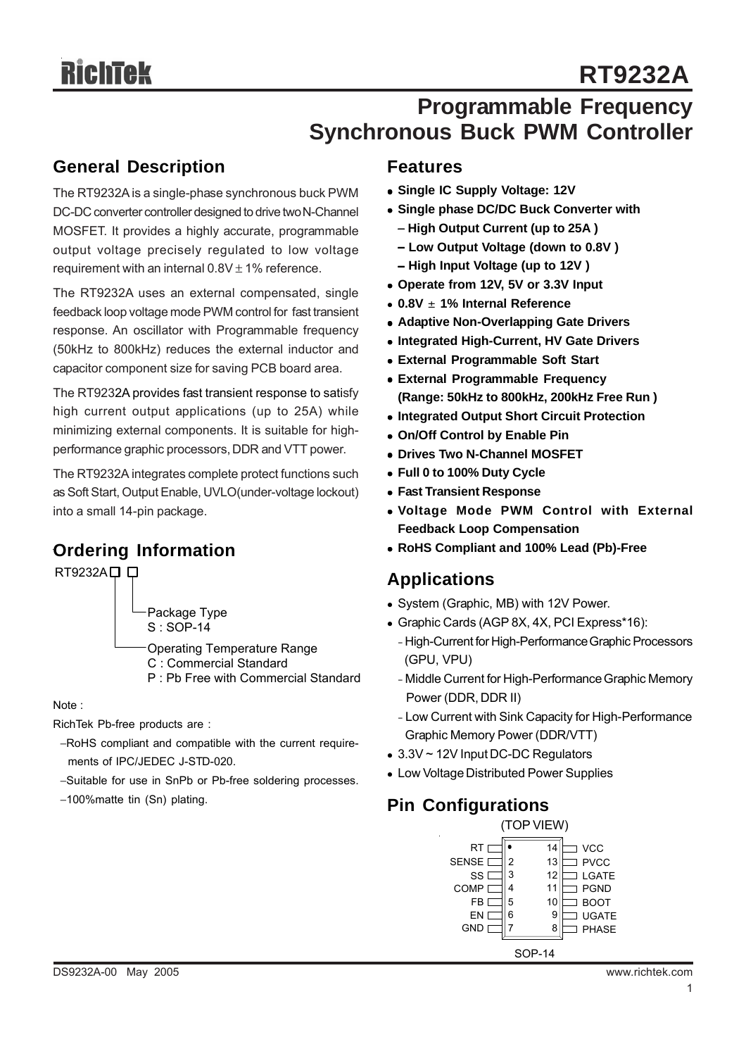# RT9232A

## Programmable Frequency Synchronous Buck PWM Controller

## General Description

The RT9232A is a single-phase synchronous buck PWM DC-DC converter controller designed to drive two N-Channel MOSFET. It provides a highly accurate, programmable output voltage precisely regulated to low voltage requirement with an internal 0.8V ± 1% reference.

The RT9232A uses an external compensated, single feedback loop voltage mode PWM control for fast transient response. An oscillator with Programmable frequency (50kHz to 800kHz) reduces the external inductor and capacitor component size for saving PCB board area.

The RT9232A provides fast transient response to satisfy high current output applications (up to 25A) while minimizing external components. It is suitable for high-performance graphic processors, DDR and VTT power.

The RT9232A integrates complete protect functions such as Soft Start, Output Enable, UVLO(under-voltage lockout) into a small 14-pin package.

## Ordering Information

RT9232A□ □

- Package Type
  - S : SOP-14
- Operating Temperature Range
  - C : Commercial Standard
  - P : Pb Free with Commercial Standard

Note :

RichTek Pb-free products are :

- RoHS compliant and compatible with the current requirements of IPC/JEDEC J-STD-020.
- Suitable for use in SnPb or Pb-free soldering processes.
- 100%matte tin (Sn) plating.

## Features

- **Single IC Supply Voltage: 12V**
- **Single phase DC/DC Buck Converter with**
  - **High Output Current (up to 25A )**
  - **Low Output Voltage (down to 0.8V )**
  - **High Input Voltage (up to 12V )**
- **Operate from 12V, 5V or 3.3V Input**
- **0.8V ± 1% Internal Reference**
- **Adaptive Non-Overlapping Gate Drivers**
- **Integrated High-Current, HV Gate Drivers**
- **External Programmable Soft Start**
- **External Programmable Frequency (Range: 50kHz to 800kHz, 200kHz Free Run )**
- **Integrated Output Short Circuit Protection**
- **On/Off Control by Enable Pin**
- **Drives Two N-Channel MOSFET**
- **Full 0 to 100% Duty Cycle**
- **Fast Transient Response**
- **Voltage Mode PWM Control with External Feedback Loop Compensation**
- **RoHS Compliant and 100% Lead (Pb)-Free**

## Applications

- System (Graphic, MB) with 12V Power.
- Graphic Cards (AGP 8X, 4X, PCI Express*16):
  - High-Current for High-Performance Graphic Processors (GPU, VPU)
  - Middle Current for High-Performance Graphic Memory Power (DDR, DDR II)
  - Low Current with Sink Capacity for High-Performance Graphic Memory Power (DDR/VTT)
- 3.3V ~ 12V Input DC-DC Regulators
- Low Voltage Distributed Power Supplies

## Pin Configurations

(TOP VIEW)

| Pin | Name | Pin | Name |
|---|---|---|---|
| 1 | RT | 14 | VCC |
| 2 | SENSE | 13 | PVCC |
| 3 | SS | 12 | LGATE |
| 4 | COMP | 11 | PGND |
| 5 | FB | 10 | BOOT |
| 6 | EN | 9 | UGATE |
| 7 | GND | 8 | PHASE |

SOP-14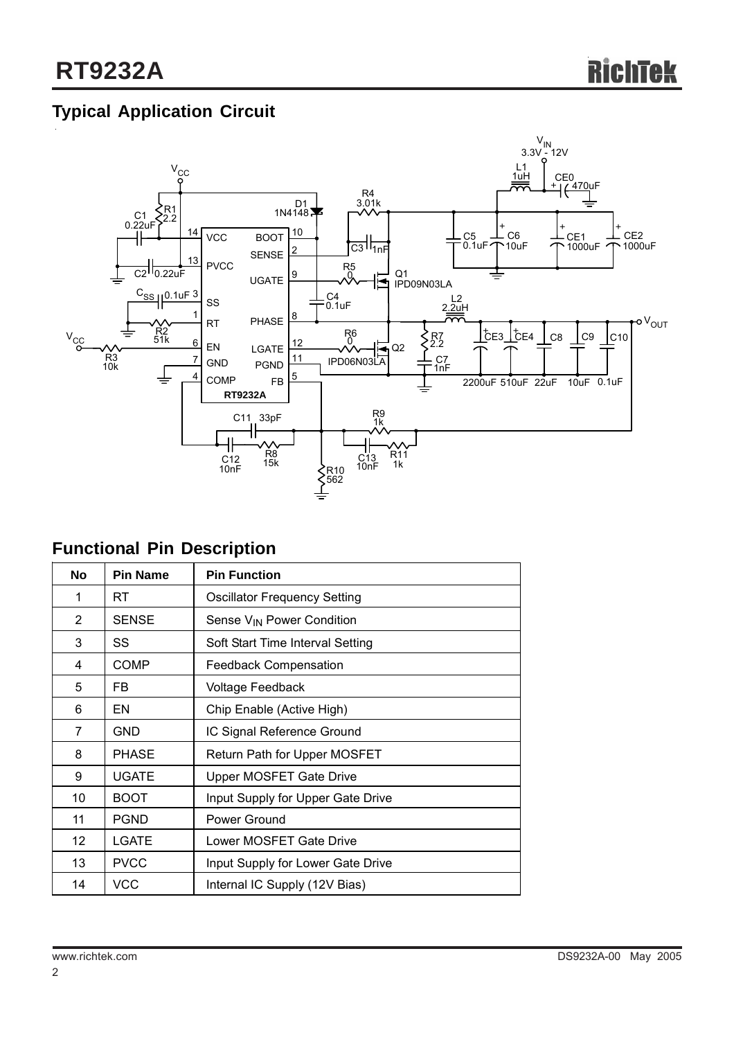## Typical Application Circuit

## Functional Pin Description

| No | Pin Name | Pin Function |
|---|---|---|
| 1 | RT | Oscillator Frequency Setting |
| 2 | SENSE | Sense $V_{IN}$ Power Condition |
| 3 | SS | Soft Start Time Interval Setting |
| 4 | COMP | Feedback Compensation |
| 5 | FB | Voltage Feedback |
| 6 | EN | Chip Enable (Active High) |
| 7 | GND | IC Signal Reference Ground |
| 8 | PHASE | Return Path for Upper MOSFET |
| 9 | UGATE | Upper MOSFET Gate Drive |
| 10 | BOOT | Input Supply for Upper Gate Drive |
| 11 | PGND | Power Ground |
| 12 | LGATE | Lower MOSFET Gate Drive |
| 13 | PVCC | Input Supply for Lower Gate Drive |
| 14 | VCC | Internal IC Supply (12V Bias) |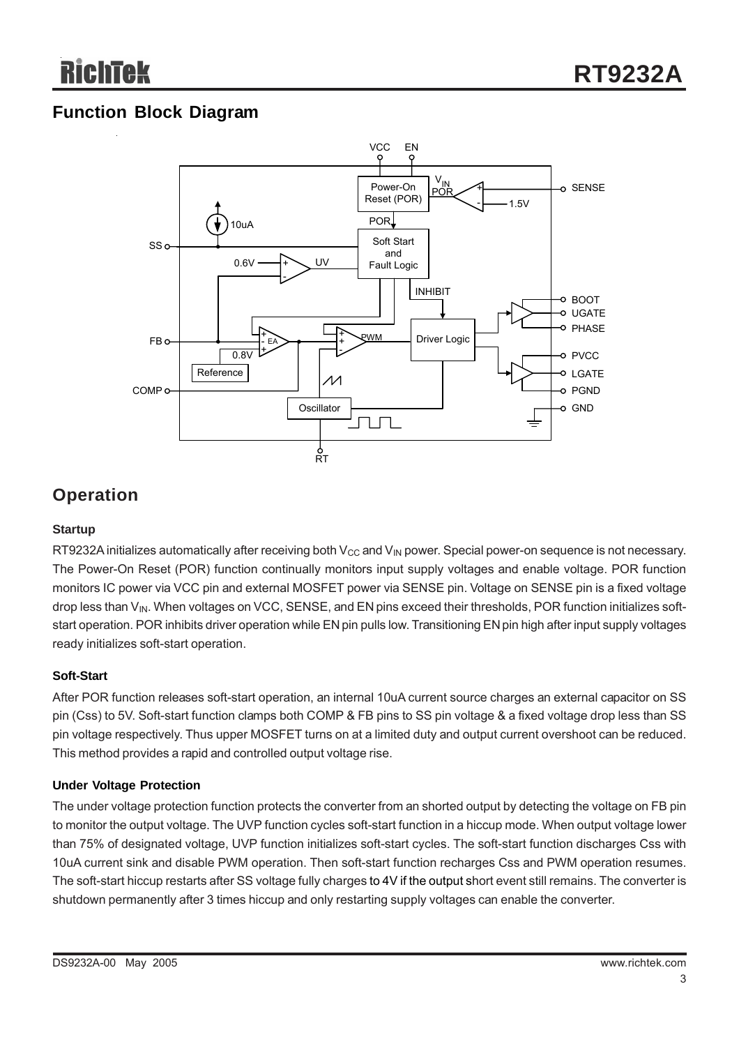## Function Block Diagram

## Operation

### Startup

RT9232A initializes automatically after receiving both $V_{CC}$ and $V_{IN}$ power. Special power-on sequence is not necessary. The Power-On Reset (POR) function continually monitors input supply voltages and enable voltage. POR function monitors IC power via VCC pin and external MOSFET power via SENSE pin. Voltage on SENSE pin is a fixed voltage drop less than $V_{IN}$. When voltages on VCC, SENSE, and EN pins exceed their thresholds, POR function initializes soft-start operation. POR inhibits driver operation while EN pin pulls low. Transitioning EN pin high after input supply voltages ready initializes soft-start operation.

### Soft-Start

After POR function releases soft-start operation, an internal 10uA current source charges an external capacitor on SS pin (Css) to 5V. Soft-start function clamps both COMP & FB pins to SS pin voltage & a fixed voltage drop less than SS pin voltage respectively. Thus upper MOSFET turns on at a limited duty and output current overshoot can be reduced. This method provides a rapid and controlled output voltage rise.

### Under Voltage Protection

The under voltage protection function protects the converter from an shorted output by detecting the voltage on FB pin to monitor the output voltage. The UVP function cycles soft-start function in a hiccup mode. When output voltage lower than 75% of designated voltage, UVP function initializes soft-start cycles. The soft-start function discharges Css with 10uA current sink and disable PWM operation. Then soft-start function recharges Css and PWM operation resumes. The soft-start hiccup restarts after SS voltage fully charges to 4V if the output short event still remains. The converter is shutdown permanently after 3 times hiccup and only restarting supply voltages can enable the converter.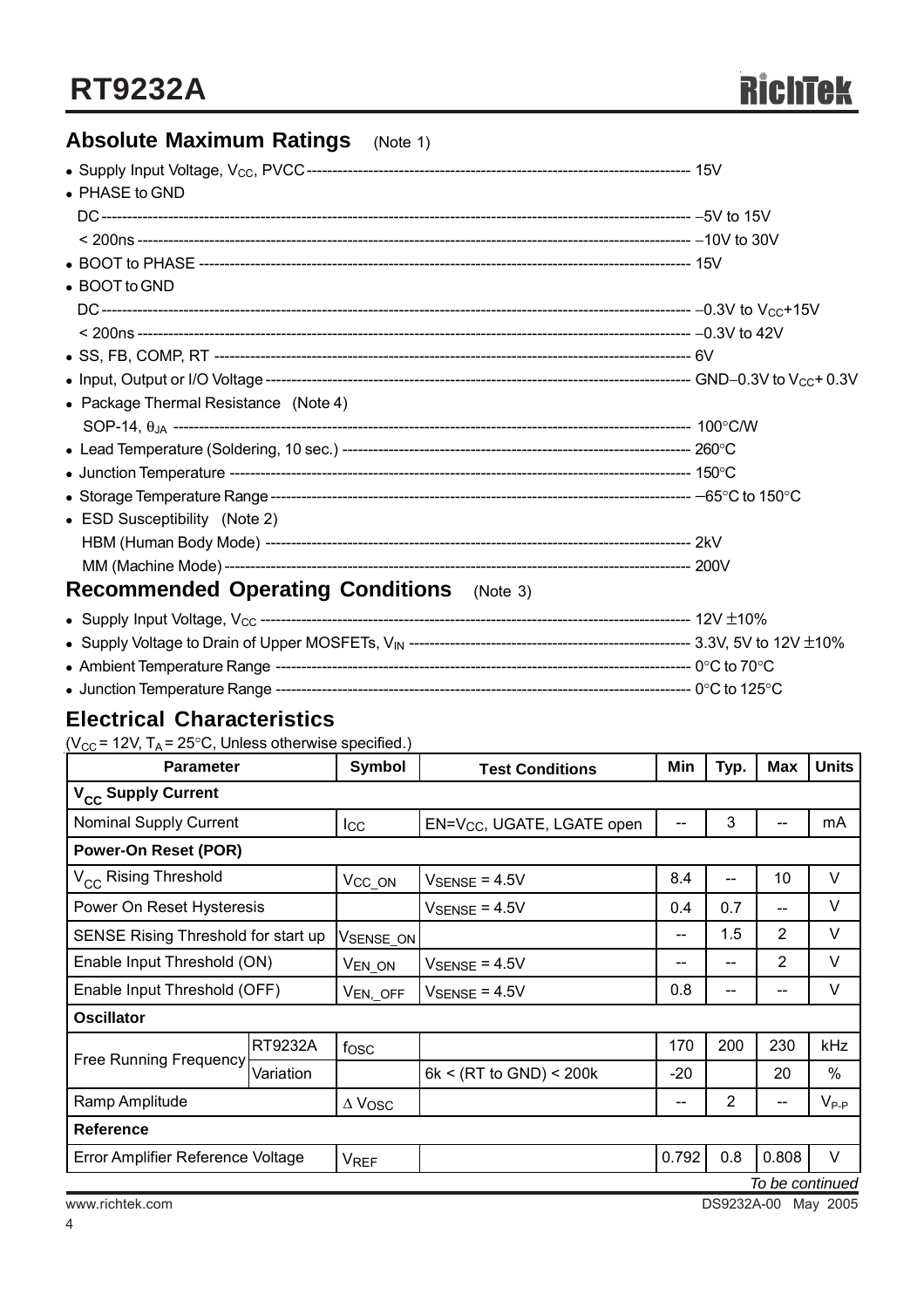## Absolute Maximum Ratings (Note 1)

- Supply Input Voltage, $V_{CC}$, PVCC ---------- 15V
- PHASE to GND
  - DC ---------- −5V to 15V
  - < 200ns ---------- −10V to 30V
- BOOT to PHASE ---------- 15V
- BOOT to GND
  - DC ---------- −0.3V to $V_{CC}$+15V
  - < 200ns ---------- −0.3V to 42V
- SS, FB, COMP, RT ---------- 6V
- Input, Output or I/O Voltage ---------- GND−0.3V to $V_{CC}$+ 0.3V
- Package Thermal Resistance (Note 4)
  - SOP-14, $\theta_{JA}$ ---------- 100°C/W
- Lead Temperature (Soldering, 10 sec.) ---------- 260°C
- Junction Temperature ---------- 150°C
- Storage Temperature Range ---------- −65°C to 150°C
- ESD Susceptibility (Note 2)
  - HBM (Human Body Mode) ---------- 2kV
  - MM (Machine Mode) ---------- 200V

## Recommended Operating Conditions (Note 3)

- Supply Input Voltage, $V_{CC}$ ---------- 12V ±10%
- Supply Voltage to Drain of Upper MOSFETs, $V_{IN}$ ---------- 3.3V, 5V to 12V ±10%
- Ambient Temperature Range ---------- 0°C to 70°C
- Junction Temperature Range ---------- 0°C to 125°C

## Electrical Characteristics

($V_{CC}$ = 12V, $T_A$ = 25°C, Unless otherwise specified.)

| Parameter | | Symbol | Test Conditions | Min | Typ. | Max | Units |
|---|---|---|---|---|---|---|---|
| **$V_{CC}$ Supply Current** | | | | | | | |
| Nominal Supply Current | | $I_{CC}$ | EN=$V_{CC}$, UGATE, LGATE open | -- | 3 | -- | mA |
| **Power-On Reset (POR)** | | | | | | | |
| $V_{CC}$ Rising Threshold | | $V_{CC\_ON}$ | $V_{SENSE}$ = 4.5V | 8.4 | -- | 10 | V |
| Power On Reset Hysteresis | | | $V_{SENSE}$ = 4.5V | 0.4 | 0.7 | -- | V |
| SENSE Rising Threshold for start up | | $V_{SENSE\_ON}$ | | -- | 1.5 | 2 | V |
| Enable Input Threshold (ON) | | $V_{EN\_ON}$ | $V_{SENSE}$ = 4.5V | -- | -- | 2 | V |
| Enable Input Threshold (OFF) | | $V_{EN,\_OFF}$ | $V_{SENSE}$ = 4.5V | 0.8 | -- | -- | V |
| **Oscillator** | | | | | | | |
| Free Running Frequency | RT9232A | $f_{OSC}$ | | 170 | 200 | 230 | kHz |
| | Variation | | 6k < (RT to GND) < 200k | -20 | | 20 | % |
| Ramp Amplitude | | $\Delta V_{OSC}$ | | -- | 2 | -- | $V_{P-P}$ |
| **Reference** | | | | | | | |
| Error Amplifier Reference Voltage | | $V_{REF}$ | | 0.792 | 0.8 | 0.808 | V |

*To be continued*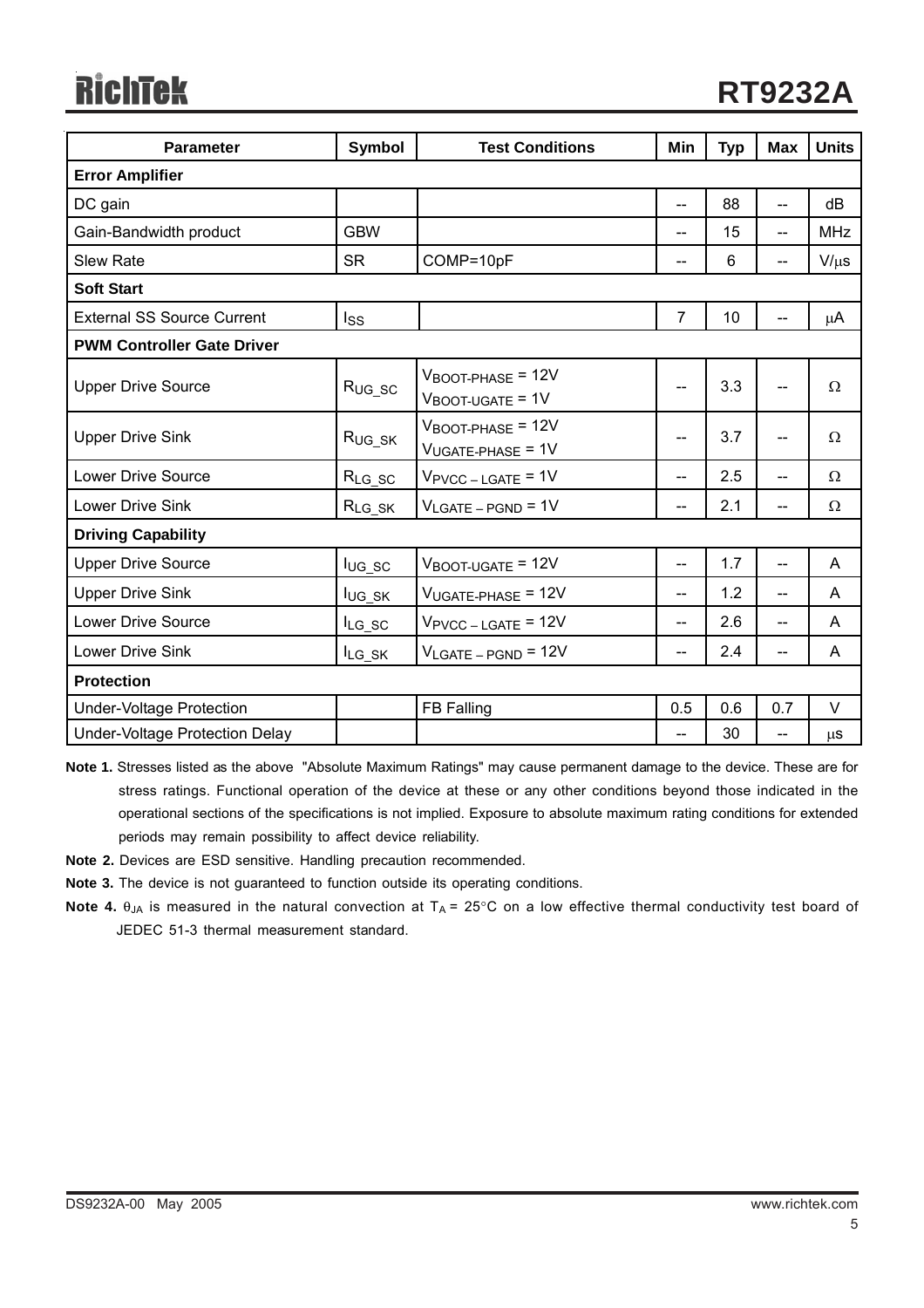| Parameter | Symbol | Test Conditions | Min | Typ | Max | Units |
|---|---|---|---|---|---|---|
| **Error Amplifier** | | | | | | |
| DC gain | | | -- | 88 | -- | dB |
| Gain-Bandwidth product | GBW | | -- | 15 | -- | MHz |
| Slew Rate | SR | COMP=10pF | -- | 6 | -- | V/μs |
| **Soft Start** | | | | | | |
| External SS Source Current | $I_{SS}$ | | 7 | 10 | -- | μA |
| **PWM Controller Gate Driver** | | | | | | |
| Upper Drive Source | $R_{UG\_SC}$ | $V_{BOOT\text{-}PHASE}$ = 12V $V_{BOOT\text{-}UGATE}$ = 1V | -- | 3.3 | -- | Ω |
| Upper Drive Sink | $R_{UG\_SK}$ | $V_{BOOT\text{-}PHASE}$ = 12V $V_{UGATE\text{-}PHASE}$ = 1V | -- | 3.7 | -- | Ω |
| Lower Drive Source | $R_{LG\_SC}$ | $V_{PVCC - LGATE}$ = 1V | -- | 2.5 | -- | Ω |
| Lower Drive Sink | $R_{LG\_SK}$ | $V_{LGATE - PGND}$ = 1V | -- | 2.1 | -- | Ω |
| **Driving Capability** | | | | | | |
| Upper Drive Source | $I_{UG\_SC}$ | $V_{BOOT\text{-}UGATE}$ = 12V | -- | 1.7 | -- | A |
| Upper Drive Sink | $I_{UG\_SK}$ | $V_{UGATE\text{-}PHASE}$ = 12V | -- | 1.2 | -- | A |
| Lower Drive Source | $I_{LG\_SC}$ | $V_{PVCC - LGATE}$ = 12V | -- | 2.6 | -- | A |
| Lower Drive Sink | $I_{LG\_SK}$ | $V_{LGATE - PGND}$ = 12V | -- | 2.4 | -- | A |
| **Protection** | | | | | | |
| Under-Voltage Protection | | FB Falling | 0.5 | 0.6 | 0.7 | V |
| Under-Voltage Protection Delay | | | -- | 30 | -- | μs |

**Note 1.** Stresses listed as the above "Absolute Maximum Ratings" may cause permanent damage to the device. These are for stress ratings. Functional operation of the device at these or any other conditions beyond those indicated in the operational sections of the specifications is not implied. Exposure to absolute maximum rating conditions for extended periods may remain possibility to affect device reliability.

**Note 2.** Devices are ESD sensitive. Handling precaution recommended.

**Note 3.** The device is not guaranteed to function outside its operating conditions.

**Note 4.** $\theta_{JA}$ is measured in the natural convection at $T_A$ = 25°C on a low effective thermal conductivity test board of JEDEC 51-3 thermal measurement standard.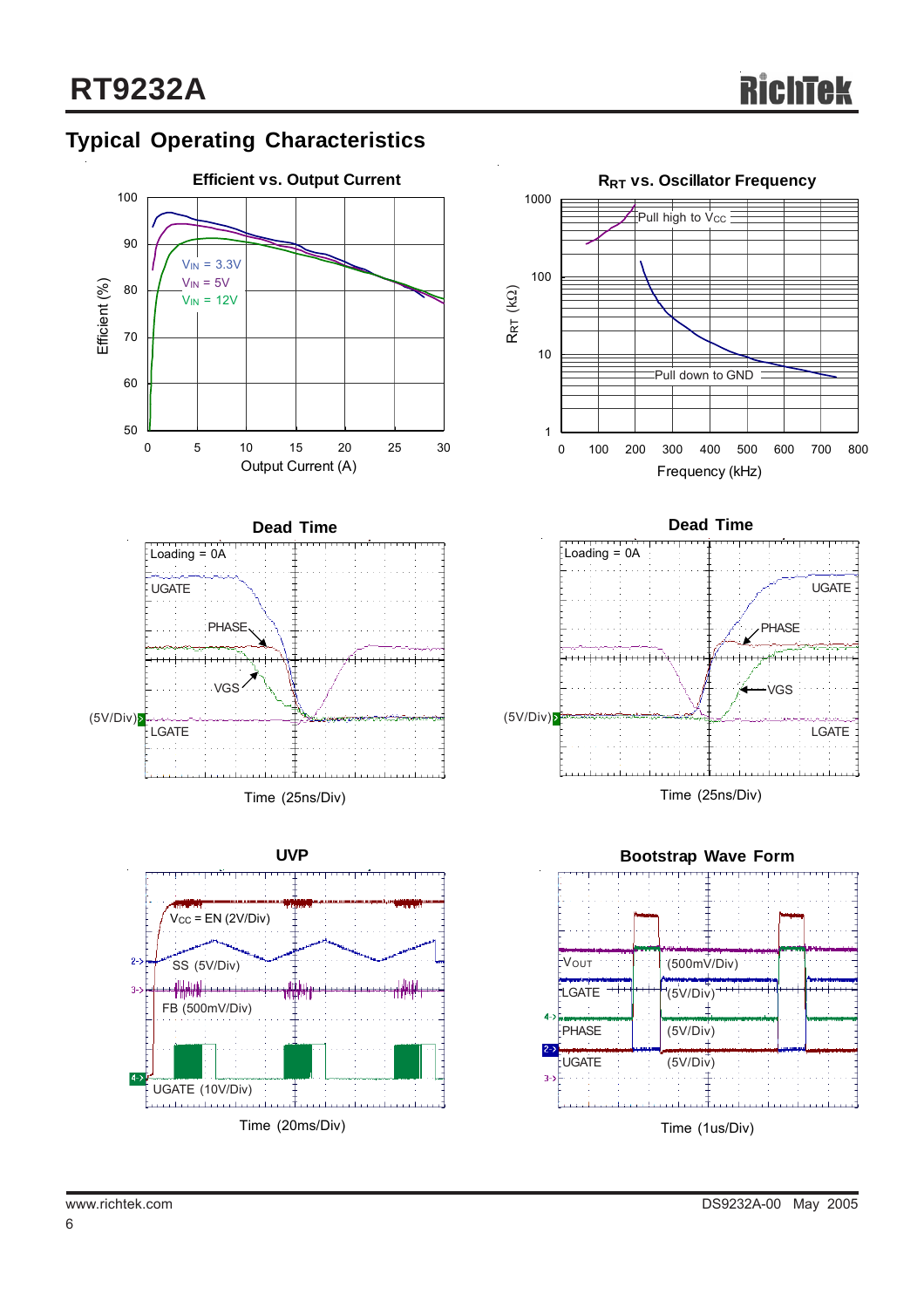## Typical Operating Characteristics

**Efficient vs. Output Current**

Efficient (%) vs. Output Current (A)

$V_{IN}$ = 3.3V
$V_{IN}$ = 5V
$V_{IN}$ = 12V

**$R_{RT}$ vs. Oscillator Frequency**

$R_{RT}$ (kΩ) vs. Frequency (kHz)

Pull high to $V_{CC}$

Pull down to GND

**Dead Time**

Loading = 0A

UGATE

PHASE

VGS

(5V/Div)

LGATE

Time (25ns/Div)

**Dead Time**

Loading = 0A

UGATE

PHASE

VGS

(5V/Div)

LGATE

Time (25ns/Div)

**UVP**

$V_{CC}$ = EN (2V/Div)

SS (5V/Div)

FB (500mV/Div)

UGATE (10V/Div)

Time (20ms/Div)

**Bootstrap Wave Form**

$V_{OUT}$ (500mV/Div)

LGATE (5V/Div)

PHASE (5V/Div)

UGATE (5V/Div)

Time (1us/Div)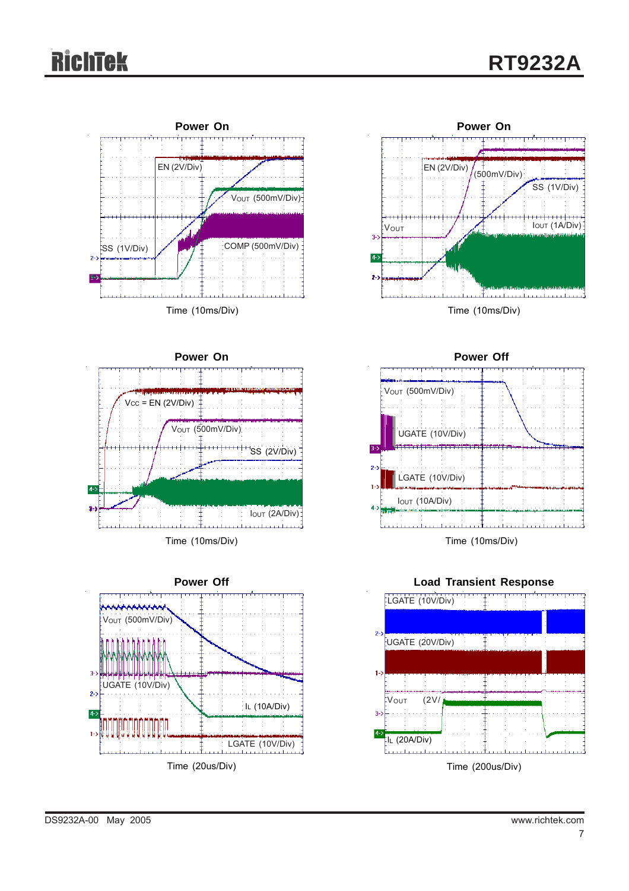**Power On**

EN (2V/Div)

$V_{OUT}$ (500mV/Div)

COMP (500mV/Div)

SS (1V/Div)

Time (10ms/Div)

**Power On**

EN (2V/Div)

(500mV/Div)

SS (1V/Div)

$V_{OUT}$

$I_{OUT}$ (1A/Div)

Time (10ms/Div)

**Power On**

$V_{CC}$ = EN (2V/Div)

$V_{OUT}$ (500mV/Div)

SS (2V/Div)

$I_{OUT}$ (2A/Div)

Time (10ms/Div)

**Power Off**

$V_{OUT}$ (500mV/Div)

UGATE (10V/Div)

LGATE (10V/Div)

$I_{OUT}$ (10A/Div)

Time (10ms/Div)

**Power Off**

$V_{OUT}$ (500mV/Div)

UGATE (10V/Div)

$I_L$ (10A/Div)

LGATE (10V/Div)

Time (20us/Div)

**Load Transient Response**

LGATE (10V/Div)

UGATE (20V/Div)

$V_{OUT}$ (2V/

$I_L$ (20A/Div)

Time (200us/Div)

DS9232A-00 May 2005

www.richtek.com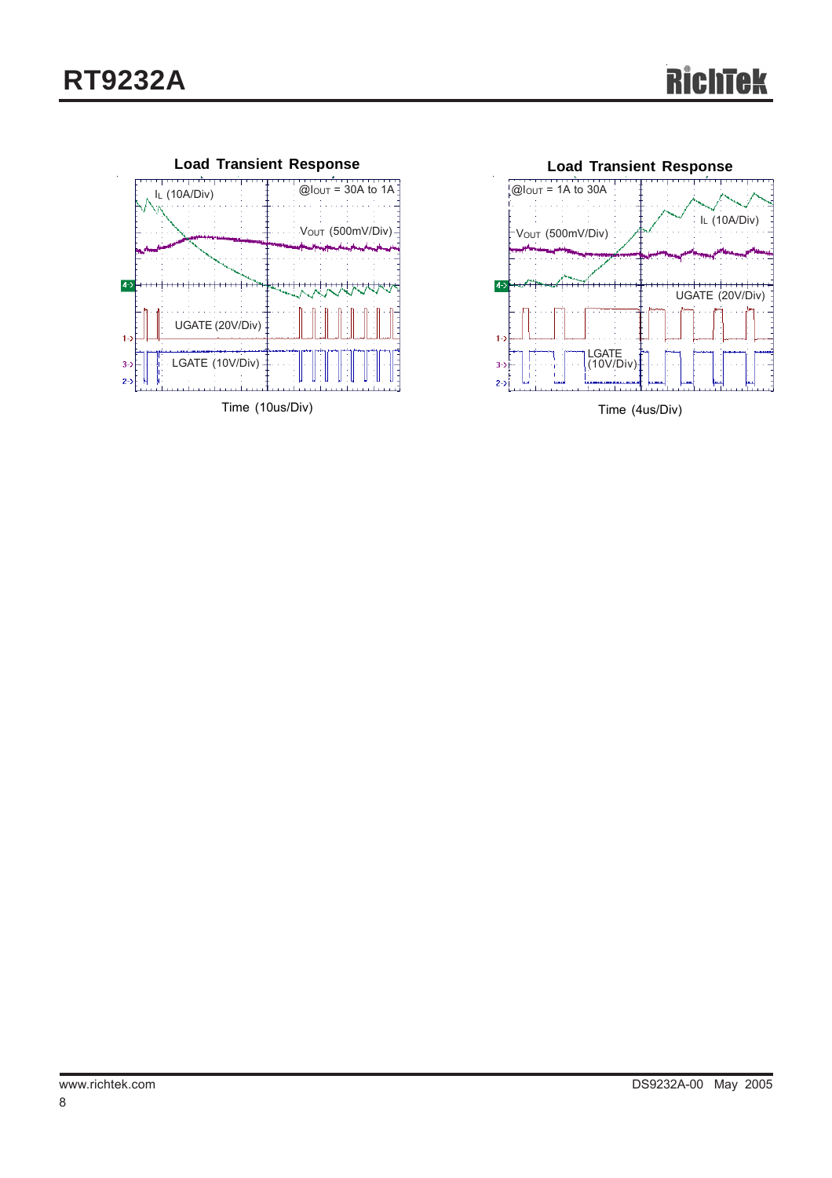**Load Transient Response**

$I_L$ (10A/Div)

@$I_{OUT}$ = 30A to 1A

$V_{OUT}$ (500mV/Div)

UGATE (20V/Div)

LGATE (10V/Div)

Time (10us/Div)

**Load Transient Response**

@$I_{OUT}$ = 1A to 30A

$V_{OUT}$ (500mV/Div)

$I_L$ (10A/Div)

UGATE (20V/Div)

LGATE (10V/Div)

Time (4us/Div)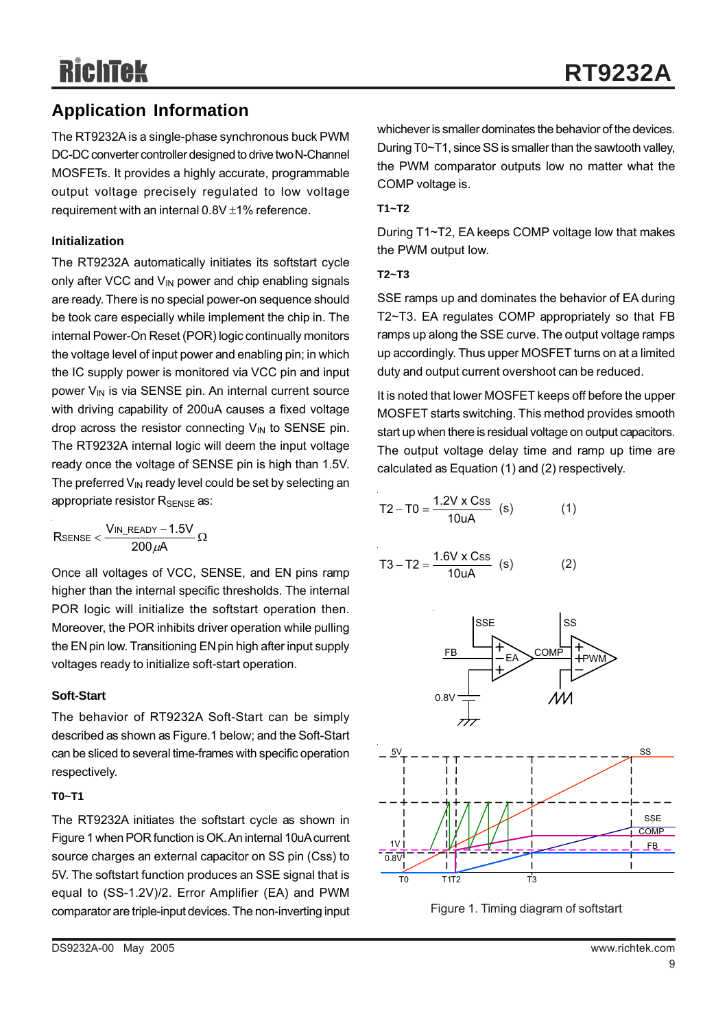## Application Information

The RT9232A is a single-phase synchronous buck PWM DC-DC converter controller designed to drive two N-Channel MOSFETs. It provides a highly accurate, programmable output voltage precisely regulated to low voltage requirement with an internal 0.8V ±1% reference.

### Initialization

The RT9232A automatically initiates its softstart cycle only after VCC and $V_{IN}$ power and chip enabling signals are ready. There is no special power-on sequence should be took care especially while implement the chip in. The internal Power-On Reset (POR) logic continually monitors the voltage level of input power and enabling pin; in which the IC supply power is monitored via VCC pin and input power $V_{IN}$ is via SENSE pin. An internal current source with driving capability of 200uA causes a fixed voltage drop across the resistor connecting $V_{IN}$ to SENSE pin. The RT9232A internal logic will deem the input voltage ready once the voltage of SENSE pin is high than 1.5V. The preferred $V_{IN}$ ready level could be set by selecting an appropriate resistor $R_{SENSE}$ as:

$$R_{SENSE} < \frac{V_{IN\_READY} - 1.5V}{200\mu A}\ \Omega$$

Once all voltages of VCC, SENSE, and EN pins ramp higher than the internal specific thresholds. The internal POR logic will initialize the softstart operation then. Moreover, the POR inhibits driver operation while pulling the EN pin low. Transitioning EN pin high after input supply voltages ready to initialize soft-start operation.

### Soft-Start

The behavior of RT9232A Soft-Start can be simply described as shown as Figure.1 below; and the Soft-Start can be sliced to several time-frames with specific operation respectively.

**T0~T1**

The RT9232A initiates the softstart cycle as shown in Figure 1 when POR function is OK. An internal 10uA current source charges an external capacitor on SS pin (Css) to 5V. The softstart function produces an SSE signal that is equal to (SS-1.2V)/2. Error Amplifier (EA) and PWM comparator are triple-input devices. The non-inverting input whichever is smaller dominates the behavior of the devices. During T0~T1, since SS is smaller than the sawtooth valley, the PWM comparator outputs low no matter what the COMP voltage is.

**T1~T2**

During T1~T2, EA keeps COMP voltage low that makes the PWM output low.

**T2~T3**

SSE ramps up and dominates the behavior of EA during T2~T3. EA regulates COMP appropriately so that FB ramps up along the SSE curve. The output voltage ramps up accordingly. Thus upper MOSFET turns on at a limited duty and output current overshoot can be reduced.

It is noted that lower MOSFET keeps off before the upper MOSFET starts switching. This method provides smooth start up when there is residual voltage on output capacitors. The output voltage delay time and ramp up time are calculated as Equation (1) and (2) respectively.

$$T2 - T0 = \frac{1.2V \times C_{SS}}{10uA}\ (s) \qquad (1)$$

$$T3 - T2 = \frac{1.6V \times C_{SS}}{10uA}\ (s) \qquad (2)$$

Figure 1. Timing diagram of softstart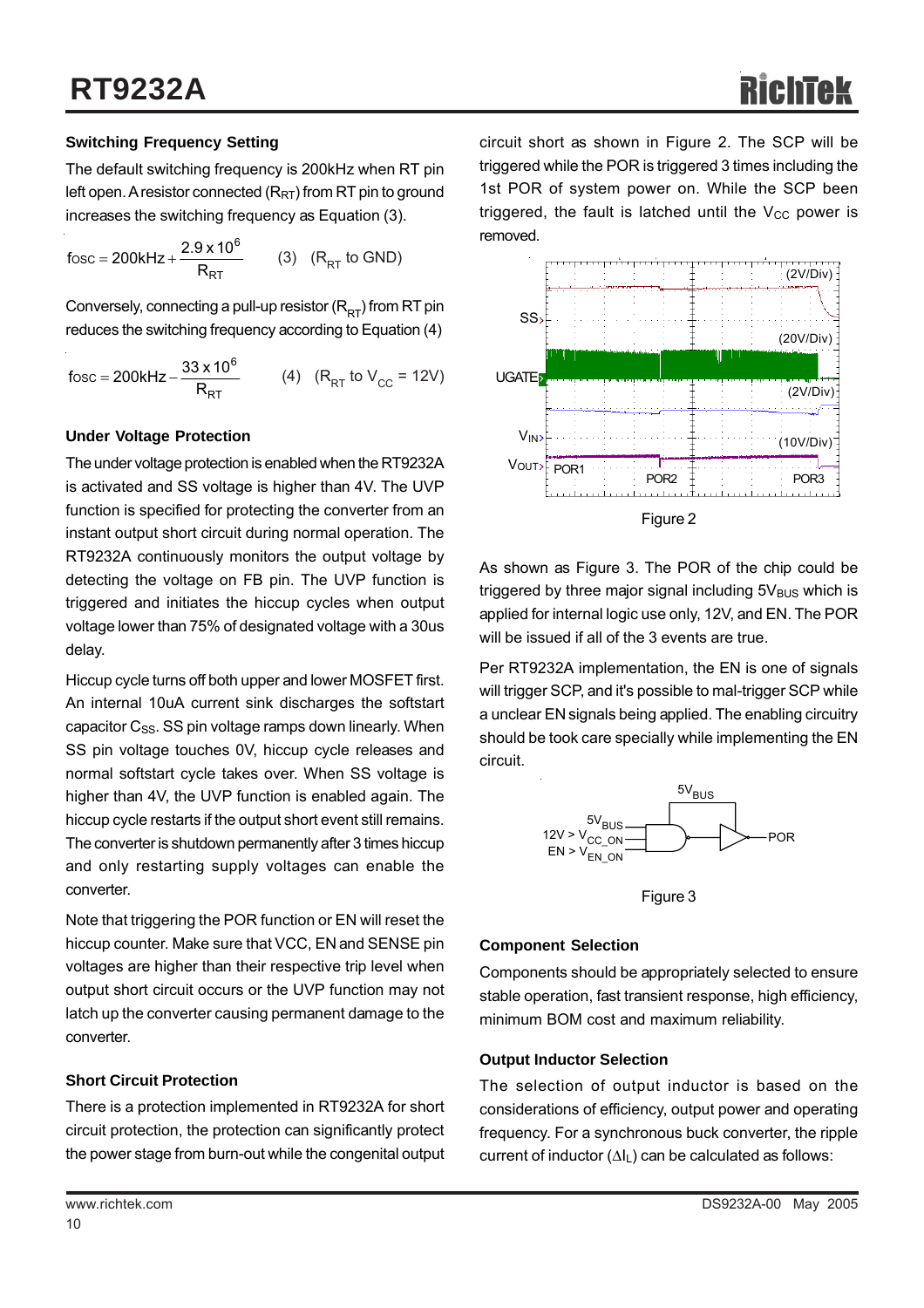## Switching Frequency Setting

The default switching frequency is 200kHz when RT pin left open. A resistor connected ($R_{RT}$) from RT pin to ground increases the switching frequency as Equation (3).

$$f_{OSC} = 200\text{kHz} + \frac{2.9 \times 10^6}{R_{RT}} \quad (3) \quad (R_{RT} \text{ to GND})$$

Conversely, connecting a pull-up resistor ($R_{RT}$) from RT pin reduces the switching frequency according to Equation (4)

$$f_{OSC} = 200\text{kHz} - \frac{33 \times 10^6}{R_{RT}} \quad (4) \quad (R_{RT} \text{ to } V_{CC} = 12\text{V})$$

## Under Voltage Protection

The under voltage protection is enabled when the RT9232A is activated and SS voltage is higher than 4V. The UVP function is specified for protecting the converter from an instant output short circuit during normal operation. The RT9232A continuously monitors the output voltage by detecting the voltage on FB pin. The UVP function is triggered and initiates the hiccup cycles when output voltage lower than 75% of designated voltage with a 30us delay.

Hiccup cycle turns off both upper and lower MOSFET first. An internal 10uA current sink discharges the softstart capacitor $C_{SS}$. SS pin voltage ramps down linearly. When SS pin voltage touches 0V, hiccup cycle releases and normal softstart cycle takes over. When SS voltage is higher than 4V, the UVP function is enabled again. The hiccup cycle restarts if the output short event still remains. The converter is shutdown permanently after 3 times hiccup and only restarting supply voltages can enable the converter.

Note that triggering the POR function or EN will reset the hiccup counter. Make sure that VCC, EN and SENSE pin voltages are higher than their respective trip level when output short circuit occurs or the UVP function may not latch up the converter causing permanent damage to the converter.

## Short Circuit Protection

There is a protection implemented in RT9232A for short circuit protection, the protection can significantly protect the power stage from burn-out while the congenital output circuit short as shown in Figure 2. The SCP will be triggered while the POR is triggered 3 times including the 1st POR of system power on. While the SCP been triggered, the fault is latched until the $V_{CC}$ power is removed.

Figure 2

As shown as Figure 3. The POR of the chip could be triggered by three major signal including $5V_{BUS}$ which is applied for internal logic use only, 12V, and EN. The POR will be issued if all of the 3 events are true.

Per RT9232A implementation, the EN is one of signals will trigger SCP, and it's possible to mal-trigger SCP while a unclear EN signals being applied. The enabling circuitry should be took care specially while implementing the EN circuit.

Figure 3

## Component Selection

Components should be appropriately selected to ensure stable operation, fast transient response, high efficiency, minimum BOM cost and maximum reliability.

## Output Inductor Selection

The selection of output inductor is based on the considerations of efficiency, output power and operating frequency. For a synchronous buck converter, the ripple current of inductor ($\Delta I_L$) can be calculated as follows: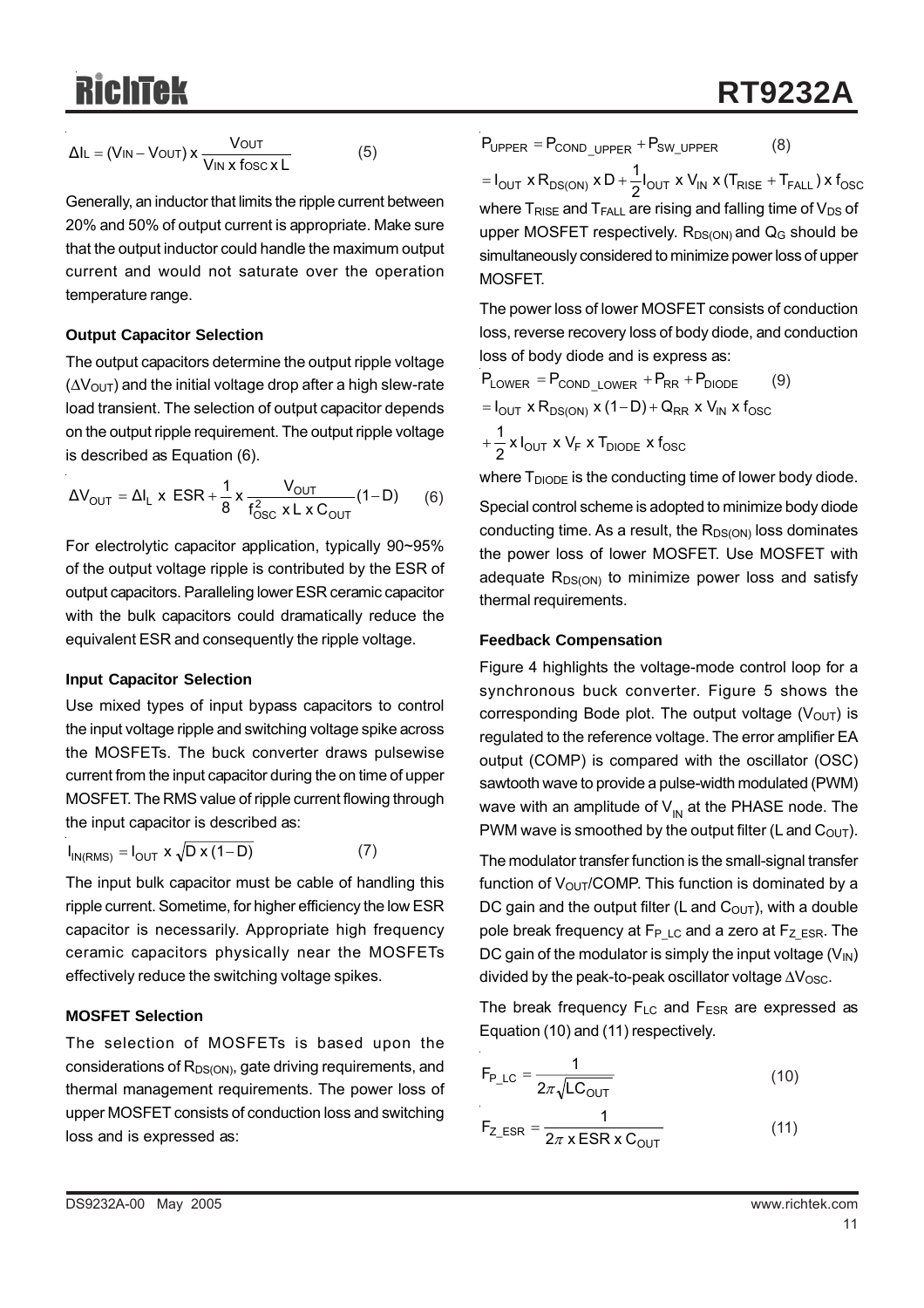$$\Delta I_L = (V_{IN} - V_{OUT}) \times \frac{V_{OUT}}{V_{IN} \times f_{OSC} \times L} \qquad (5)$$

Generally, an inductor that limits the ripple current between 20% and 50% of output current is appropriate. Make sure that the output inductor could handle the maximum output current and would not saturate over the operation temperature range.

**Output Capacitor Selection**

The output capacitors determine the output ripple voltage ($\Delta V_{OUT}$) and the initial voltage drop after a high slew-rate load transient. The selection of output capacitor depends on the output ripple requirement. The output ripple voltage is described as Equation (6).

$$\Delta V_{OUT} = \Delta I_L \times ESR + \frac{1}{8} \times \frac{V_{OUT}}{f_{OSC}^2 \times L \times C_{OUT}}(1-D) \qquad (6)$$

For electrolytic capacitor application, typically 90~95% of the output voltage ripple is contributed by the ESR of output capacitors. Paralleling lower ESR ceramic capacitor with the bulk capacitors could dramatically reduce the equivalent ESR and consequently the ripple voltage.

**Input Capacitor Selection**

Use mixed types of input bypass capacitors to control the input voltage ripple and switching voltage spike across the MOSFETs. The buck converter draws pulsewise current from the input capacitor during the on time of upper MOSFET. The RMS value of ripple current flowing through the input capacitor is described as:

$$I_{IN(RMS)} = I_{OUT} \times \sqrt{D \times (1-D)} \qquad (7)$$

The input bulk capacitor must be cable of handling this ripple current. Sometime, for higher efficiency the low ESR capacitor is necessarily. Appropriate high frequency ceramic capacitors physically near the MOSFETs effectively reduce the switching voltage spikes.

**MOSFET Selection**

The selection of MOSFETs is based upon the considerations of $R_{DS(ON)}$, gate driving requirements, and thermal management requirements. The power loss of upper MOSFET consists of conduction loss and switching loss and is expressed as:

$$P_{UPPER} = P_{COND\_UPPER} + P_{SW\_UPPER} \qquad (8)$$

$$= I_{OUT} \times R_{DS(ON)} \times D + \frac{1}{2} I_{OUT} \times V_{IN} \times (T_{RISE} + T_{FALL}) \times f_{OSC}$$

where $T_{RISE}$ and $T_{FALL}$ are rising and falling time of $V_{DS}$ of upper MOSFET respectively. $R_{DS(ON)}$ and $Q_G$ should be simultaneously considered to minimize power loss of upper MOSFET.

The power loss of lower MOSFET consists of conduction loss, reverse recovery loss of body diode, and conduction loss of body diode and is express as:

$$P_{LOWER} = P_{COND\_LOWER} + P_{RR} + P_{DIODE} \qquad (9)$$

$$= I_{OUT} \times R_{DS(ON)} \times (1-D) + Q_{RR} \times V_{IN} \times f_{OSC}$$

$$+ \frac{1}{2} \times I_{OUT} \times V_F \times T_{DIODE} \times f_{OSC}$$

where $T_{DIODE}$ is the conducting time of lower body diode.

Special control scheme is adopted to minimize body diode conducting time. As a result, the $R_{DS(ON)}$ loss dominates the power loss of lower MOSFET. Use MOSFET with adequate $R_{DS(ON)}$ to minimize power loss and satisfy thermal requirements.

**Feedback Compensation**

Figure 4 highlights the voltage-mode control loop for a synchronous buck converter. Figure 5 shows the corresponding Bode plot. The output voltage ($V_{OUT}$) is regulated to the reference voltage. The error amplifier EA output (COMP) is compared with the oscillator (OSC) sawtooth wave to provide a pulse-width modulated (PWM) wave with an amplitude of $V_{IN}$ at the PHASE node. The PWM wave is smoothed by the output filter (L and $C_{OUT}$).

The modulator transfer function is the small-signal transfer function of $V_{OUT}$/COMP. This function is dominated by a DC gain and the output filter (L and $C_{OUT}$), with a double pole break frequency at $F_{P\_LC}$ and a zero at $F_{Z\_ESR}$. The DC gain of the modulator is simply the input voltage ($V_{IN}$) divided by the peak-to-peak oscillator voltage $\Delta V_{OSC}$.

The break frequency $F_{LC}$ and $F_{ESR}$ are expressed as Equation (10) and (11) respectively.

$$F_{P\_LC} = \frac{1}{2\pi\sqrt{LC_{OUT}}} \qquad (10)$$

$$F_{Z\_ESR} = \frac{1}{2\pi \times ESR \times C_{OUT}} \qquad (11)$$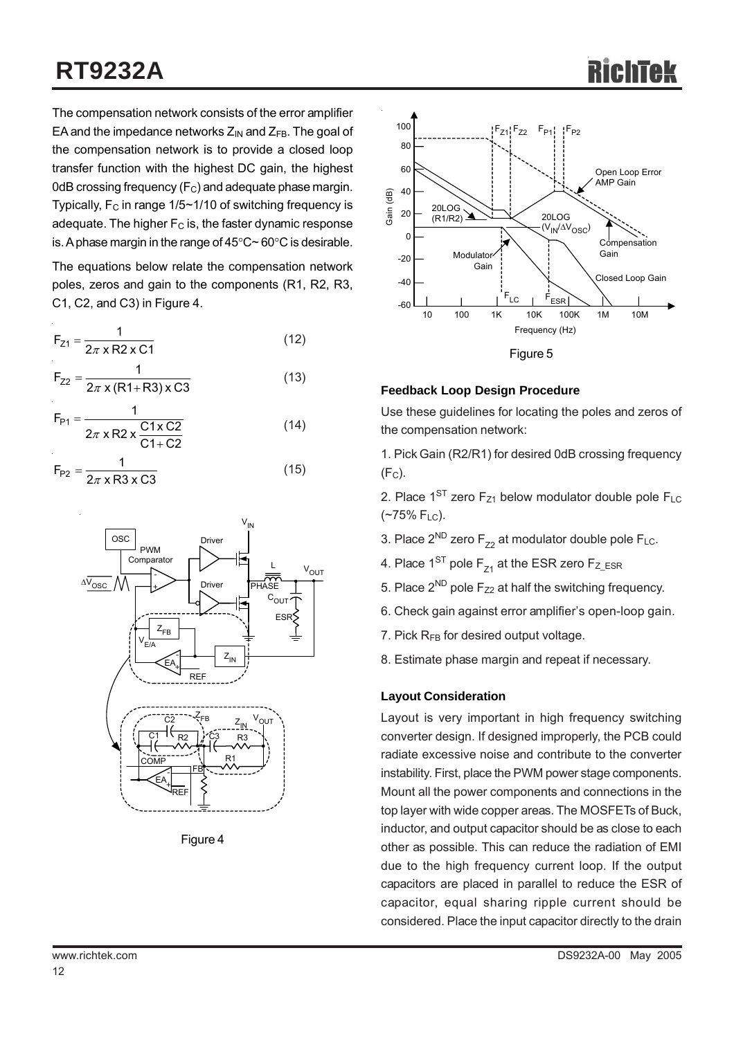The compensation network consists of the error amplifier EA and the impedance networks $Z_{IN}$ and $Z_{FB}$. The goal of the compensation network is to provide a closed loop transfer function with the highest DC gain, the highest 0dB crossing frequency ($F_C$) and adequate phase margin. Typically, $F_C$ in range 1/5~1/10 of switching frequency is adequate. The higher $F_C$ is, the faster dynamic response is. A phase margin in the range of 45°C~ 60°C is desirable.

The equations below relate the compensation network poles, zeros and gain to the components (R1, R2, R3, C1, C2, and C3) in Figure 4.

$$F_{Z1} = \frac{1}{2\pi \times R2 \times C1} \quad (12)$$

$$F_{Z2} = \frac{1}{2\pi \times (R1 + R3) \times C3} \quad (13)$$

$$F_{P1} = \frac{1}{2\pi \times R2 \times \frac{C1 \times C2}{C1 + C2}} \quad (14)$$

$$F_{P2} = \frac{1}{2\pi \times R3 \times C3} \quad (15)$$

Figure 4

Figure 5

#### Feedback Loop Design Procedure

Use these guidelines for locating the poles and zeros of the compensation network:

1. Pick Gain (R2/R1) for desired 0dB crossing frequency ($F_C$).
2. Place 1[ST] zero $F_{Z1}$ below modulator double pole $F_{LC}$ (~75% $F_{LC}$).
3. Place 2[ND] zero $F_{Z2}$ at modulator double pole $F_{LC}$.
4. Place 1[ST] pole $F_{Z1}$ at the ESR zero $F_{Z\_ESR}$
5. Place 2[ND] pole $F_{Z2}$ at half the switching frequency.
6. Check gain against error amplifier's open-loop gain.
7. Pick $R_{FB}$ for desired output voltage.
8. Estimate phase margin and repeat if necessary.

#### Layout Consideration

Layout is very important in high frequency switching converter design. If designed improperly, the PCB could radiate excessive noise and contribute to the converter instability. First, place the PWM power stage components. Mount all the power components and connections in the top layer with wide copper areas. The MOSFETs of Buck, inductor, and output capacitor should be as close to each other as possible. This can reduce the radiation of EMI due to the high frequency current loop. If the output capacitors are placed in parallel to reduce the ESR of capacitor, equal sharing ripple current should be considered. Place the input capacitor directly to the drain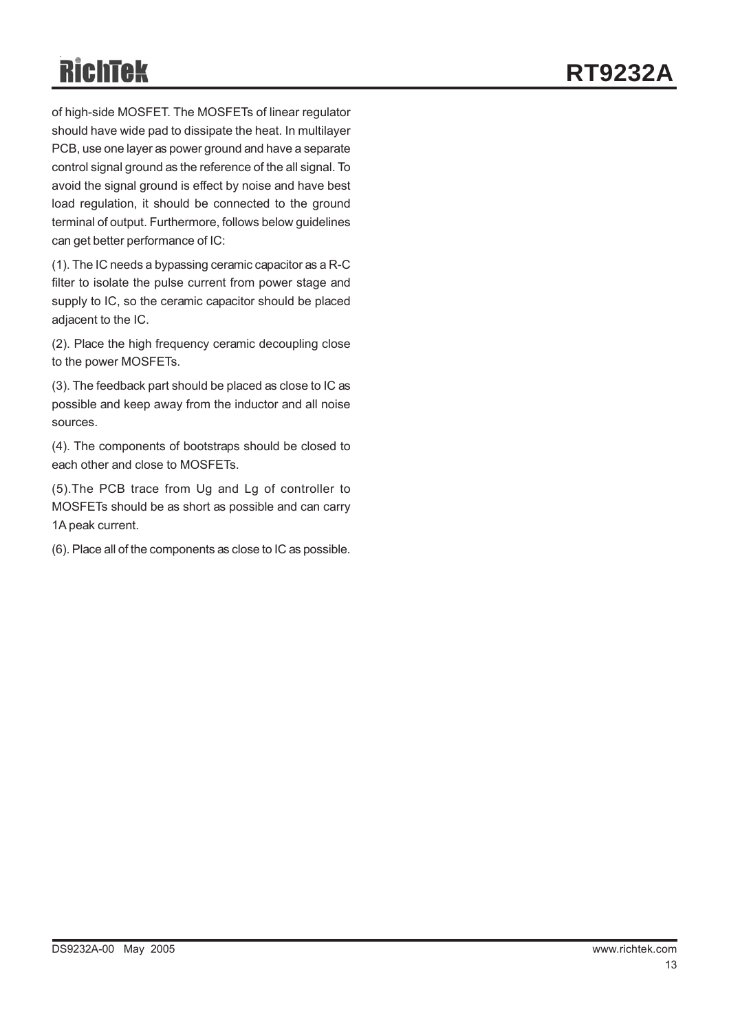of high-side MOSFET. The MOSFETs of linear regulator should have wide pad to dissipate the heat. In multilayer PCB, use one layer as power ground and have a separate control signal ground as the reference of the all signal. To avoid the signal ground is effect by noise and have best load regulation, it should be connected to the ground terminal of output. Furthermore, follows below guidelines can get better performance of IC:

(1). The IC needs a bypassing ceramic capacitor as a R-C filter to isolate the pulse current from power stage and supply to IC, so the ceramic capacitor should be placed adjacent to the IC.

(2). Place the high frequency ceramic decoupling close to the power MOSFETs.

(3). The feedback part should be placed as close to IC as possible and keep away from the inductor and all noise sources.

(4). The components of bootstraps should be closed to each other and close to MOSFETs.

(5).The PCB trace from Ug and Lg of controller to MOSFETs should be as short as possible and can carry 1A peak current.

(6). Place all of the components as close to IC as possible.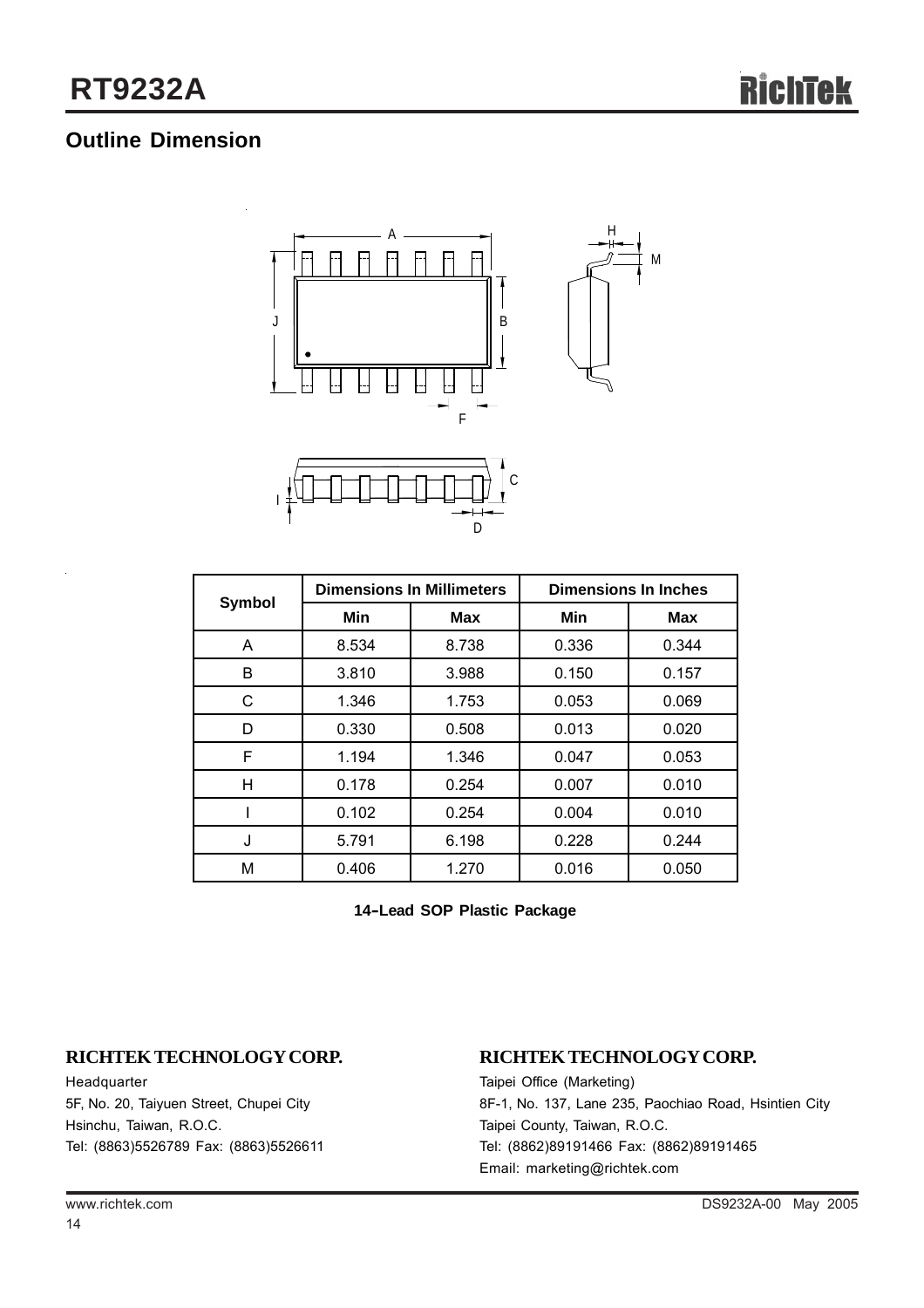## Outline Dimension

| Symbol | Dimensions In Millimeters | | Dimensions In Inches | |
|---|---|---|---|---|
| | Min | Max | Min | Max |
| A | 8.534 | 8.738 | 0.336 | 0.344 |
| B | 3.810 | 3.988 | 0.150 | 0.157 |
| C | 1.346 | 1.753 | 0.053 | 0.069 |
| D | 0.330 | 0.508 | 0.013 | 0.020 |
| F | 1.194 | 1.346 | 0.047 | 0.053 |
| H | 0.178 | 0.254 | 0.007 | 0.010 |
| I | 0.102 | 0.254 | 0.004 | 0.010 |
| J | 5.791 | 6.198 | 0.228 | 0.244 |
| M | 0.406 | 1.270 | 0.016 | 0.050 |

**14–Lead SOP Plastic Package**

**RICHTEK TECHNOLOGY CORP.**

Headquarter
5F, No. 20, Taiyuen Street, Chupei City
Hsinchu, Taiwan, R.O.C.
Tel: (8863)5526789 Fax: (8863)5526611

**RICHTEK TECHNOLOGY CORP.**

Taipei Office (Marketing)
8F-1, No. 137, Lane 235, Paochiao Road, Hsintien City
Taipei County, Taiwan, R.O.C.
Tel: (8862)89191466 Fax: (8862)89191465
Email: marketing@richtek.com